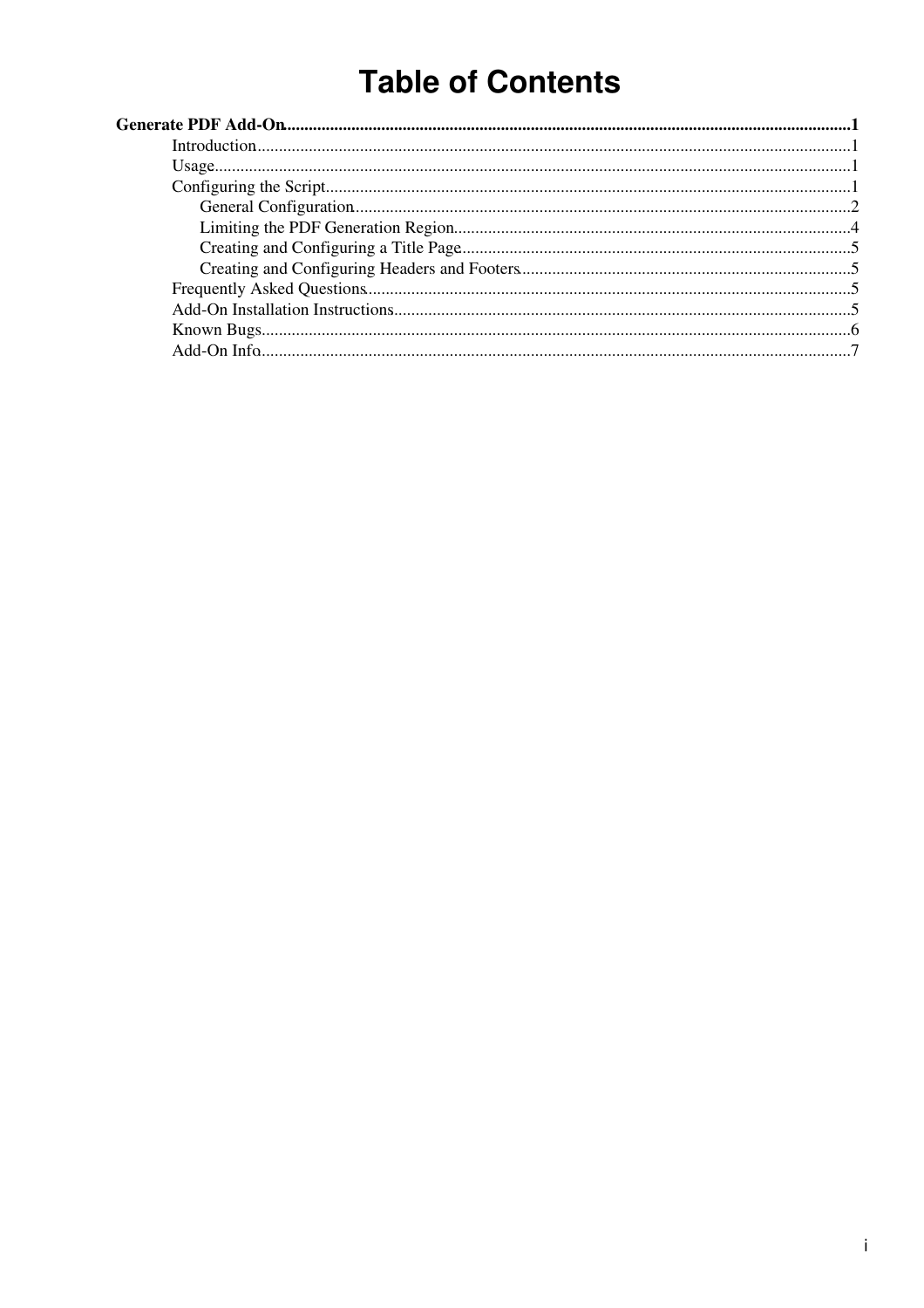# Table of Contents

**Generate PDF Add-On** ..... **1**

- Introduction ..... 1
- Usage ..... 1
- Configuring the Script ..... 1
  - General Configuration ..... 2
  - Limiting the PDF Generation Region ..... 4
  - Creating and Configuring a Title Page ..... 5
  - Creating and Configuring Headers and Footers ..... 5
- Frequently Asked Questions ..... 5
- Add-On Installation Instructions ..... 5
- Known Bugs ..... 6
- Add-On Info ..... 7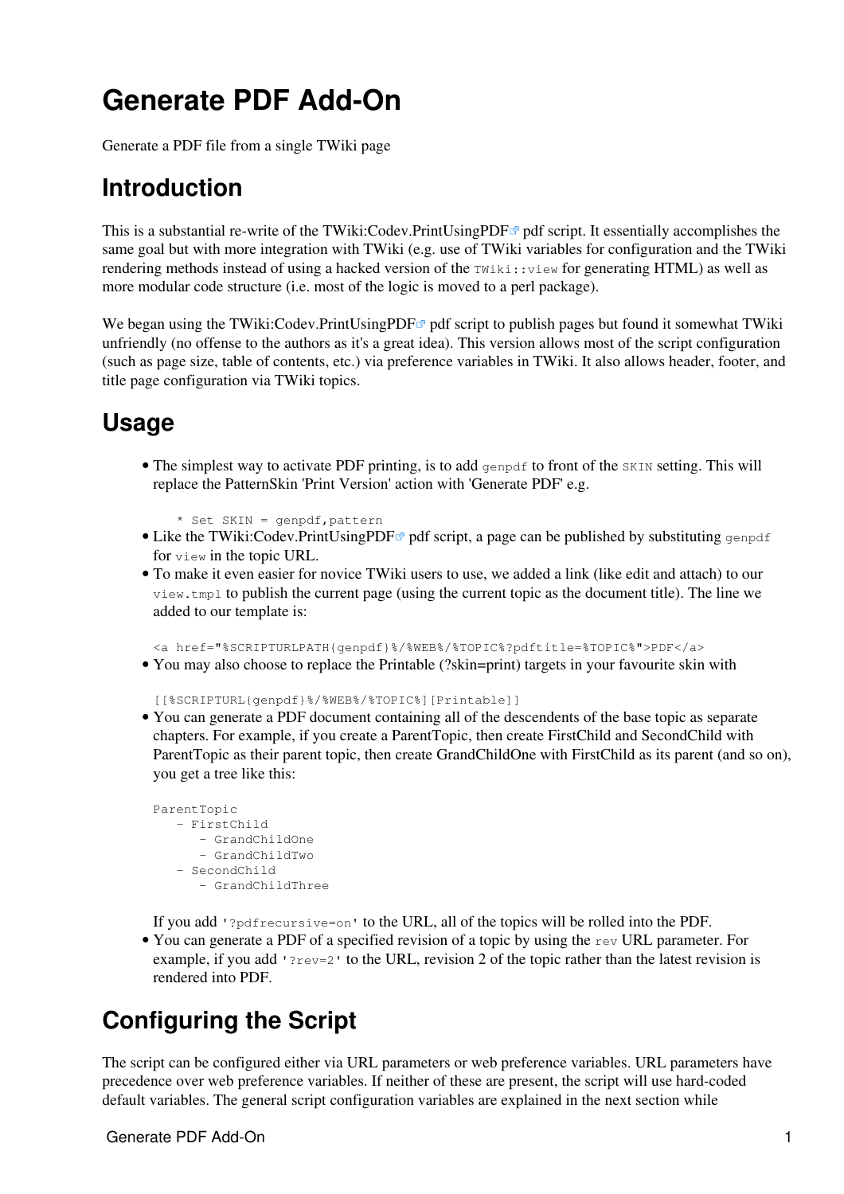# Generate PDF Add-On

Generate a PDF file from a single TWiki page

## Introduction

This is a substantial re-write of the TWiki:Codev.PrintUsingPDF pdf script. It essentially accomplishes the same goal but with more integration with TWiki (e.g. use of TWiki variables for configuration and the TWiki rendering methods instead of using a hacked version of the `TWiki::view` for generating HTML) as well as more modular code structure (i.e. most of the logic is moved to a perl package).

We began using the TWiki:Codev.PrintUsingPDF pdf script to publish pages but found it somewhat TWiki unfriendly (no offense to the authors as it's a great idea). This version allows most of the script configuration (such as page size, table of contents, etc.) via preference variables in TWiki. It also allows header, footer, and title page configuration via TWiki topics.

## Usage

- The simplest way to activate PDF printing, is to add `genpdf` to front of the `SKIN` setting. This will replace the PatternSkin 'Print Version' action with 'Generate PDF' e.g.

```
   * Set SKIN = genpdf,pattern
```

- Like the TWiki:Codev.PrintUsingPDF pdf script, a page can be published by substituting `genpdf` for `view` in the topic URL.
- To make it even easier for novice TWiki users to use, we added a link (like edit and attach) to our `view.tmpl` to publish the current page (using the current topic as the document title). The line we added to our template is:

```
<a href="%SCRIPTURLPATH{genpdf}%/%WEB%/%TOPIC%?pdftitle=%TOPIC%">PDF</a>
```

- You may also choose to replace the Printable (?skin=print) targets in your favourite skin with

```
[[%SCRIPTURL{genpdf}%/%WEB%/%TOPIC%][Printable]]
```

- You can generate a PDF document containing all of the descendents of the base topic as separate chapters. For example, if you create a ParentTopic, then create FirstChild and SecondChild with ParentTopic as their parent topic, then create GrandChildOne with FirstChild as its parent (and so on), you get a tree like this:

```
ParentTopic
   - FirstChild
      - GrandChildOne
      - GrandChildTwo
   - SecondChild
      - GrandChildThree
```

  If you add `'?pdfrecursive=on'` to the URL, all of the topics will be rolled into the PDF.
- You can generate a PDF of a specified revision of a topic by using the `rev` URL parameter. For example, if you add `'?rev=2'` to the URL, revision 2 of the topic rather than the latest revision is rendered into PDF.

## Configuring the Script

The script can be configured either via URL parameters or web preference variables. URL parameters have precedence over web preference variables. If neither of these are present, the script will use hard-coded default variables. The general script configuration variables are explained in the next section while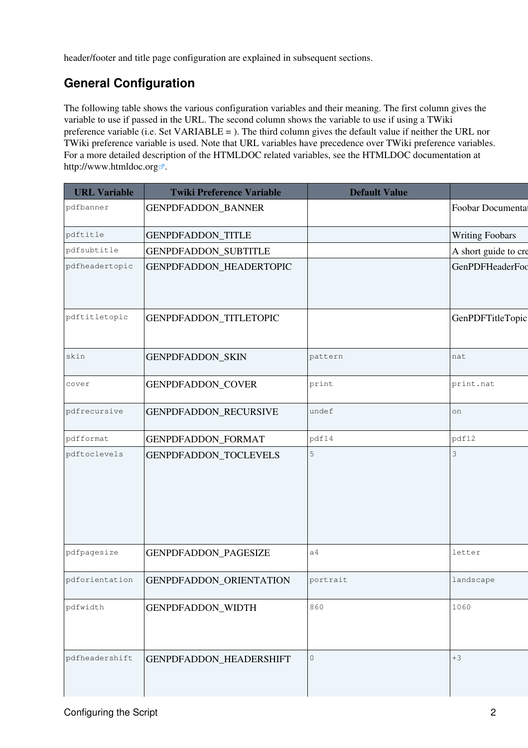header/footer and title page configuration are explained in subsequent sections.

## General Configuration

The following table shows the various configuration variables and their meaning. The first column gives the variable to use if passed in the URL. The second column shows the variable to use if using a TWiki preference variable (i.e. Set VARIABLE = ). The third column gives the default value if neither the URL nor TWiki preference variable is used. Note that URL variables have precedence over TWiki preference variables. For a more detailed description of the HTMLDOC related variables, see the HTMLDOC documentation at http://www.htmldoc.org.

| URL Variable | Twiki Preference Variable | Default Value | |
|---|---|---|---|
| `pdfbanner` | GENPDFADDON_BANNER | | Foobar Documentat |
| `pdftitle` | GENPDFADDON_TITLE | | Writing Foobars |
| `pdfsubtitle` | GENPDFADDON_SUBTITLE | | A short guide to cre |
| `pdfheadertopic` | GENPDFADDON_HEADERTOPIC | | GenPDFHeaderFoo |
| `pdftitletopic` | GENPDFADDON_TITLETOPIC | | GenPDFTitleTopic |
| `skin` | GENPDFADDON_SKIN | `pattern` | `nat` |
| `cover` | GENPDFADDON_COVER | `print` | `print.nat` |
| `pdfrecursive` | GENPDFADDON_RECURSIVE | `undef` | `on` |
| `pdfformat` | GENPDFADDON_FORMAT | `pdf14` | `pdf12` |
| `pdftoclevels` | GENPDFADDON_TOCLEVELS | `5` | `3` |
| `pdfpagesize` | GENPDFADDON_PAGESIZE | `a4` | `letter` |
| `pdforientation` | GENPDFADDON_ORIENTATION | `portrait` | `landscape` |
| `pdfwidth` | GENPDFADDON_WIDTH | `860` | `1060` |
| `pdfheadershift` | GENPDFADDON_HEADERSHIFT | `0` | `+3` |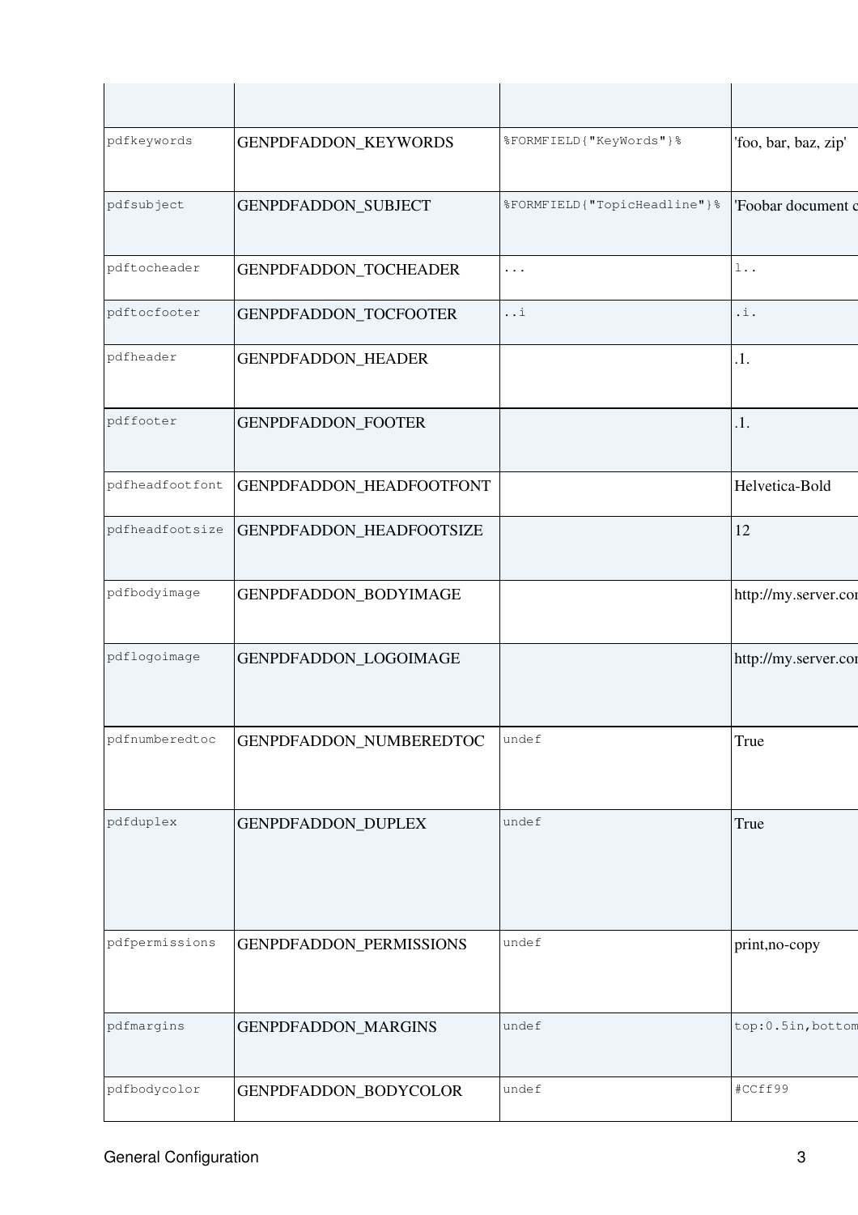| | | | |
|---|---|---|---|
| | | | |
| pdfkeywords | GENPDFADDON_KEYWORDS | %FORMFIELD{"KeyWords"}% | 'foo, bar, baz, zip' |
| pdfsubject | GENPDFADDON_SUBJECT | %FORMFIELD{"TopicHeadline"}% | 'Foobar document c |
| pdftocheader | GENPDFADDON_TOCHEADER | ... | l.. |
| pdftocfooter | GENPDFADDON_TOCFOOTER | ..i | .i. |
| pdfheader | GENPDFADDON_HEADER | | .1. |
| pdffooter | GENPDFADDON_FOOTER | | .1. |
| pdfheadfootfont | GENPDFADDON_HEADFOOTFONT | | Helvetica-Bold |
| pdfheadfootsize | GENPDFADDON_HEADFOOTSIZE | | 12 |
| pdfbodyimage | GENPDFADDON_BODYIMAGE | | http://my.server.cor |
| pdflogoimage | GENPDFADDON_LOGOIMAGE | | http://my.server.cor |
| pdfnumberedtoc | GENPDFADDON_NUMBEREDTOC | undef | True |
| pdfduplex | GENPDFADDON_DUPLEX | undef | True |
| pdfpermissions | GENPDFADDON_PERMISSIONS | undef | print,no-copy |
| pdfmargins | GENPDFADDON_MARGINS | undef | top:0.5in,bottom |
| pdfbodycolor | GENPDFADDON_BODYCOLOR | undef | #CCff99 |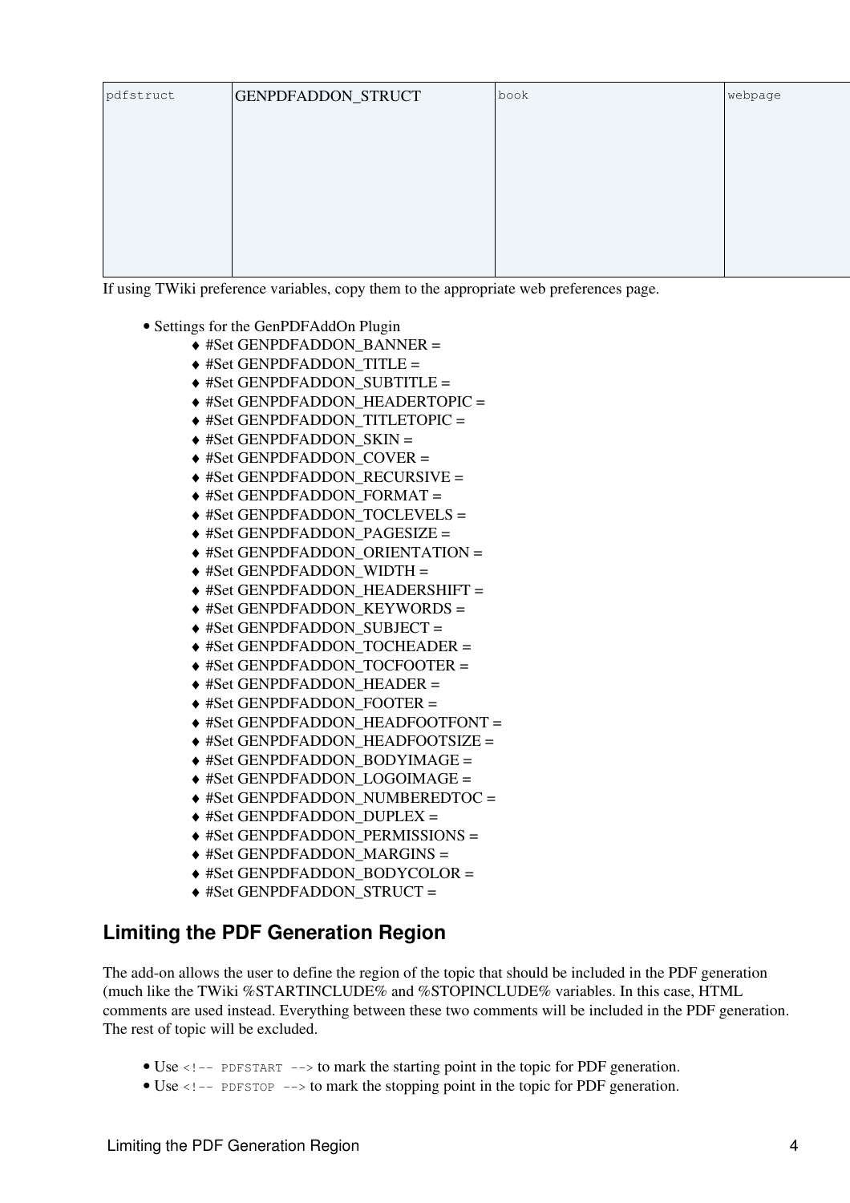| pdfstruct | GENPDFADDON_STRUCT | book | webpage |
|---|---|---|---|

If using TWiki preference variables, copy them to the appropriate web preferences page.

- Settings for the GenPDFAddOn Plugin
    - #Set GENPDFADDON_BANNER =
    - #Set GENPDFADDON_TITLE =
    - #Set GENPDFADDON_SUBTITLE =
    - #Set GENPDFADDON_HEADERTOPIC =
    - #Set GENPDFADDON_TITLETOPIC =
    - #Set GENPDFADDON_SKIN =
    - #Set GENPDFADDON_COVER =
    - #Set GENPDFADDON_RECURSIVE =
    - #Set GENPDFADDON_FORMAT =
    - #Set GENPDFADDON_TOCLEVELS =
    - #Set GENPDFADDON_PAGESIZE =
    - #Set GENPDFADDON_ORIENTATION =
    - #Set GENPDFADDON_WIDTH =
    - #Set GENPDFADDON_HEADERSHIFT =
    - #Set GENPDFADDON_KEYWORDS =
    - #Set GENPDFADDON_SUBJECT =
    - #Set GENPDFADDON_TOCHEADER =
    - #Set GENPDFADDON_TOCFOOTER =
    - #Set GENPDFADDON_HEADER =
    - #Set GENPDFADDON_FOOTER =
    - #Set GENPDFADDON_HEADFOOTFONT =
    - #Set GENPDFADDON_HEADFOOTSIZE =
    - #Set GENPDFADDON_BODYIMAGE =
    - #Set GENPDFADDON_LOGOIMAGE =
    - #Set GENPDFADDON_NUMBEREDTOC =
    - #Set GENPDFADDON_DUPLEX =
    - #Set GENPDFADDON_PERMISSIONS =
    - #Set GENPDFADDON_MARGINS =
    - #Set GENPDFADDON_BODYCOLOR =
    - #Set GENPDFADDON_STRUCT =

## Limiting the PDF Generation Region

The add-on allows the user to define the region of the topic that should be included in the PDF generation (much like the TWiki %STARTINCLUDE% and %STOPINCLUDE% variables. In this case, HTML comments are used instead. Everything between these two comments will be included in the PDF generation. The rest of topic will be excluded.

- Use `<!-- PDFSTART -->` to mark the starting point in the topic for PDF generation.
- Use `<!-- PDFSTOP -->` to mark the stopping point in the topic for PDF generation.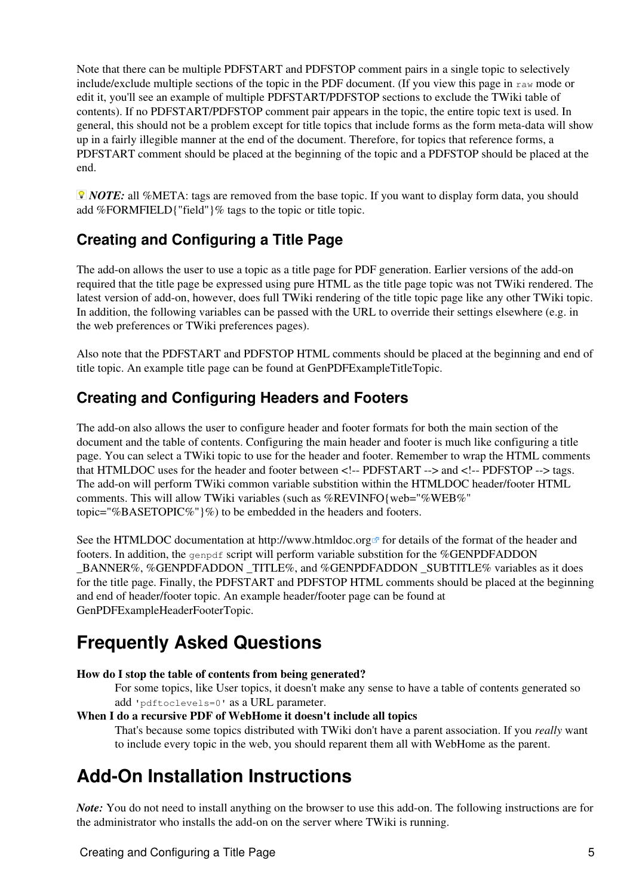Note that there can be multiple PDFSTART and PDFSTOP comment pairs in a single topic to selectively include/exclude multiple sections of the topic in the PDF document. (If you view this page in `raw` mode or edit it, you'll see an example of multiple PDFSTART/PDFSTOP sections to exclude the TWiki table of contents). If no PDFSTART/PDFSTOP comment pair appears in the topic, the entire topic text is used. In general, this should not be a problem except for title topics that include forms as the form meta-data will show up in a fairly illegible manner at the end of the document. Therefore, for topics that reference forms, a PDFSTART comment should be placed at the beginning of the topic and a PDFSTOP should be placed at the end.

***NOTE:*** all %META: tags are removed from the base topic. If you want to display form data, you should add %FORMFIELD{"field"}% tags to the topic or title topic.

### Creating and Configuring a Title Page

The add-on allows the user to use a topic as a title page for PDF generation. Earlier versions of the add-on required that the title page be expressed using pure HTML as the title page topic was not TWiki rendered. The latest version of add-on, however, does full TWiki rendering of the title topic page like any other TWiki topic. In addition, the following variables can be passed with the URL to override their settings elsewhere (e.g. in the web preferences or TWiki preferences pages).

Also note that the PDFSTART and PDFSTOP HTML comments should be placed at the beginning and end of title topic. An example title page can be found at GenPDFExampleTitleTopic.

### Creating and Configuring Headers and Footers

The add-on also allows the user to configure header and footer formats for both the main section of the document and the table of contents. Configuring the main header and footer is much like configuring a title page. You can select a TWiki topic to use for the header and footer. Remember to wrap the HTML comments that HTMLDOC uses for the header and footer between <!-- PDFSTART --> and <!-- PDFSTOP --> tags. The add-on will perform TWiki common variable substition within the HTMLDOC header/footer HTML comments. This will allow TWiki variables (such as %REVINFO{web="%WEB%" topic="%BASETOPIC%"}%) to be embedded in the headers and footers.

See the HTMLDOC documentation at http://www.htmldoc.org for details of the format of the header and footers. In addition, the `genpdf` script will perform variable substition for the %GENPDFADDON _BANNER%, %GENPDFADDON _TITLE%, and %GENPDFADDON _SUBTITLE% variables as it does for the title page. Finally, the PDFSTART and PDFSTOP HTML comments should be placed at the beginning and end of header/footer topic. An example header/footer page can be found at GenPDFExampleHeaderFooterTopic.

## Frequently Asked Questions

**How do I stop the table of contents from being generated?**
: For some topics, like User topics, it doesn't make any sense to have a table of contents generated so add `'pdftoclevels=0'` as a URL parameter.

**When I do a recursive PDF of WebHome it doesn't include all topics**
: That's because some topics distributed with TWiki don't have a parent association. If you *really* want to include every topic in the web, you should reparent them all with WebHome as the parent.

## Add-On Installation Instructions

***Note:*** You do not need to install anything on the browser to use this add-on. The following instructions are for the administrator who installs the add-on on the server where TWiki is running.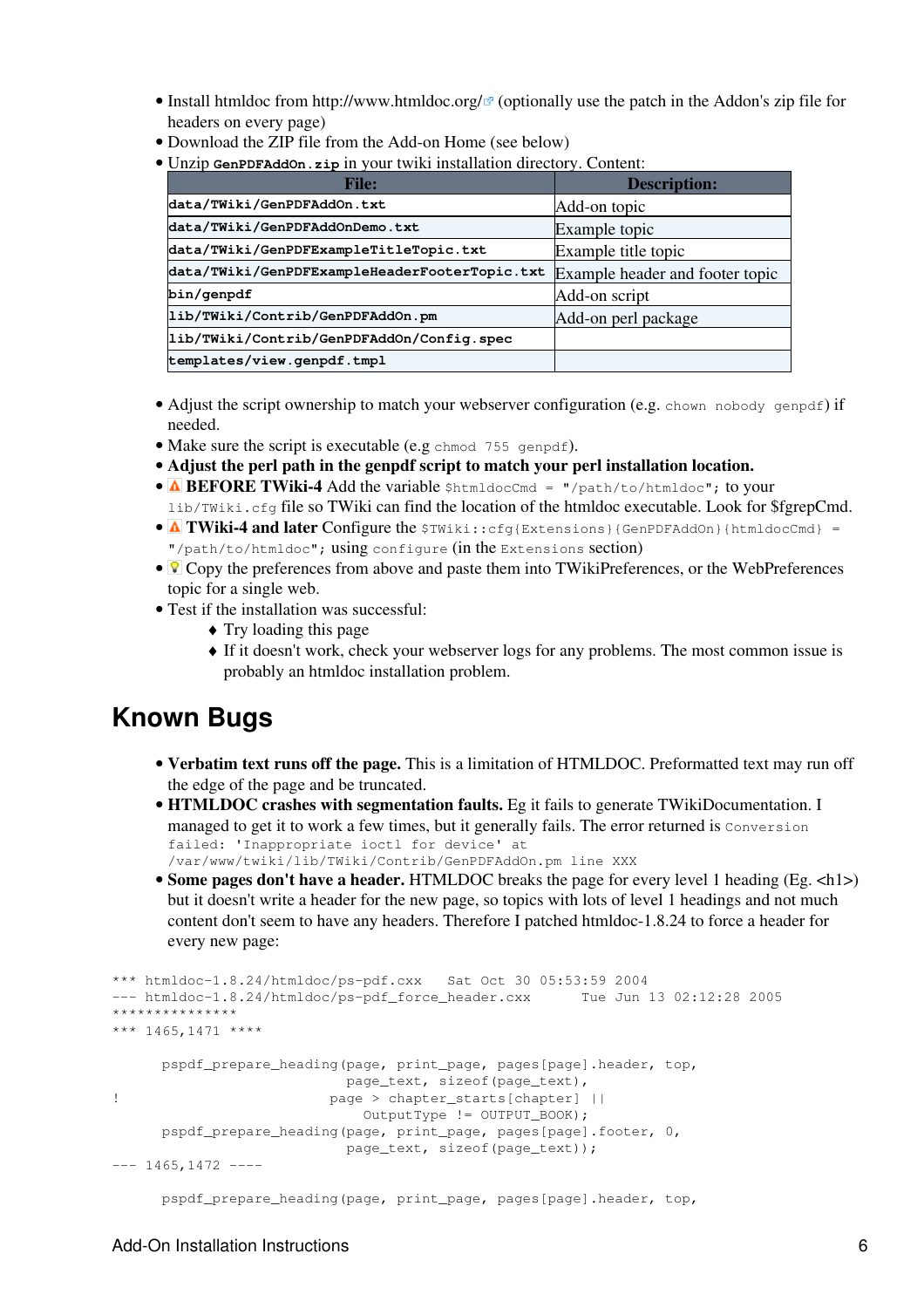- Install htmldoc from http://www.htmldoc.org/ (optionally use the patch in the Addon's zip file for headers on every page)
- Download the ZIP file from the Add-on Home (see below)
- Unzip `GenPDFAddOn.zip` in your twiki installation directory. Content:

| File: | Description: |
| --- | --- |
| `data/TWiki/GenPDFAddOn.txt` | Add-on topic |
| `data/TWiki/GenPDFAddOnDemo.txt` | Example topic |
| `data/TWiki/GenPDFExampleTitleTopic.txt` | Example title topic |
| `data/TWiki/GenPDFExampleHeaderFooterTopic.txt` | Example header and footer topic |
| `bin/genpdf` | Add-on script |
| `lib/TWiki/Contrib/GenPDFAddOn.pm` | Add-on perl package |
| `lib/TWiki/Contrib/GenPDFAddOn/Config.spec` | |
| `templates/view.genpdf.tmpl` | |

- Adjust the script ownership to match your webserver configuration (e.g. `chown nobody genpdf`) if needed.
- Make sure the script is executable (e.g `chmod 755 genpdf`).
- **Adjust the perl path in the genpdf script to match your perl installation location.**
- **BEFORE TWiki-4** Add the variable `$htmldocCmd = "/path/to/htmldoc";` to your `lib/TWiki.cfg` file so TWiki can find the location of the htmldoc executable. Look for $fgrepCmd.
- **TWiki-4 and later** Configure the `$TWiki::cfg{Extensions}{GenPDFAddOn}{htmldocCmd} = "/path/to/htmldoc";` using `configure` (in the `Extensions` section)
- Copy the preferences from above and paste them into TWikiPreferences, or the WebPreferences topic for a single web.
- Test if the installation was successful:
  - Try loading this page
  - If it doesn't work, check your webserver logs for any problems. The most common issue is probably an htmldoc installation problem.

## Known Bugs

- **Verbatim text runs off the page.** This is a limitation of HTMLDOC. Preformatted text may run off the edge of the page and be truncated.
- **HTMLDOC crashes with segmentation faults.** Eg it fails to generate TWikiDocumentation. I managed to get it to work a few times, but it generally fails. The error returned is `Conversion failed: 'Inappropriate ioctl for device' at /var/www/twiki/lib/TWiki/Contrib/GenPDFAddOn.pm line XXX`
- **Some pages don't have a header.** HTMLDOC breaks the page for every level 1 heading (Eg. <h1>) but it doesn't write a header for the new page, so topics with lots of level 1 headings and not much content don't seem to have any headers. Therefore I patched htmldoc-1.8.24 to force a header for every new page:

```
*** htmldoc-1.8.24/htmldoc/ps-pdf.cxx    Sat Oct 30 05:53:59 2004
--- htmldoc-1.8.24/htmldoc/ps-pdf_force_header.cxx      Tue Jun 13 02:12:28 2005
***************
*** 1465,1471 ****

      pspdf_prepare_heading(page, print_page, pages[page].header, top,
                            page_text, sizeof(page_text),
!                          page > chapter_starts[chapter] ||
                              OutputType != OUTPUT_BOOK);
      pspdf_prepare_heading(page, print_page, pages[page].footer, 0,
                            page_text, sizeof(page_text));
--- 1465,1472 ----

      pspdf_prepare_heading(page, print_page, pages[page].header, top,
```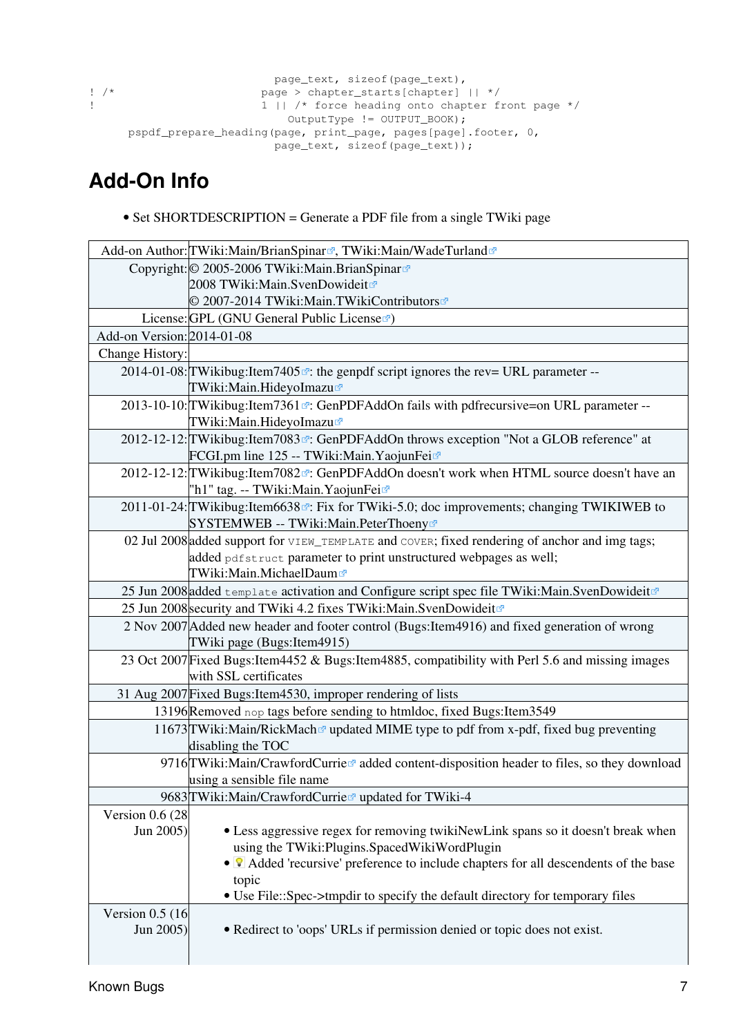```
                          page_text, sizeof(page_text),
! /*                      page > chapter_starts[chapter] || */
!                         1 || /* force heading onto chapter front page */
                            OutputType != OUTPUT_BOOK);
      pspdf_prepare_heading(page, print_page, pages[page].footer, 0,
                          page_text, sizeof(page_text));
```

## Add-On Info

- Set SHORTDESCRIPTION = Generate a PDF file from a single TWiki page

| Add-on Author: | TWiki:Main/BrianSpinar, TWiki:Main/WadeTurland |
|---|---|
| Copyright: | © 2005-2006 TWiki:Main.BrianSpinar<br>2008 TWiki:Main.SvenDowideit<br>© 2007-2014 TWiki:Main.TWikiContributors |
| License: | GPL (GNU General Public License) |
| Add-on Version: | 2014-01-08 |
| Change History: | |
| 2014-01-08: | TWikibug:Item7405: the genpdf script ignores the rev= URL parameter -- TWiki:Main.HideyoImazu |
| 2013-10-10: | TWikibug:Item7361: GenPDFAddOn fails with pdfrecursive=on URL parameter -- TWiki:Main.HideyoImazu |
| 2012-12-12: | TWikibug:Item7083: GenPDFAddOn throws exception "Not a GLOB reference" at FCGI.pm line 125 -- TWiki:Main.YaojunFei |
| 2012-12-12: | TWikibug:Item7082: GenPDFAddOn doesn't work when HTML source doesn't have an "h1" tag. -- TWiki:Main.YaojunFei |
| 2011-01-24: | TWikibug:Item6638: Fix for TWiki-5.0; doc improvements; changing TWIKIWEB to SYSTEMWEB -- TWiki:Main.PeterThoeny |
| 02 Jul 2008 | added support for `VIEW_TEMPLATE` and `COVER`; fixed rendering of anchor and img tags; added `pdfstruct` parameter to print unstructured webpages as well; TWiki:Main.MichaelDaum |
| 25 Jun 2008 | added `template` activation and Configure script spec file TWiki:Main.SvenDowideit |
| 25 Jun 2008 | security and TWiki 4.2 fixes TWiki:Main.SvenDowideit |
| 2 Nov 2007 | Added new header and footer control (Bugs:Item4916) and fixed generation of wrong TWiki page (Bugs:Item4915) |
| 23 Oct 2007 | Fixed Bugs:Item4452 & Bugs:Item4885, compatibility with Perl 5.6 and missing images with SSL certificates |
| 31 Aug 2007 | Fixed Bugs:Item4530, improper rendering of lists |
| 13196 | Removed `nop` tags before sending to htmldoc, fixed Bugs:Item3549 |
| 11673 | TWiki:Main/RickMach updated MIME type to pdf from x-pdf, fixed bug preventing disabling the TOC |
| 9716 | TWiki:Main/CrawfordCurrie added content-disposition header to files, so they download using a sensible file name |
| 9683 | TWiki:Main/CrawfordCurrie updated for TWiki-4 |
| Version 0.6 (28 Jun 2005) | • Less aggressive regex for removing twikiNewLink spans so it doesn't break when using the TWiki:Plugins.SpacedWikiWordPlugin<br>• Added 'recursive' preference to include chapters for all descendents of the base topic<br>• Use File::Spec->tmpdir to specify the default directory for temporary files |
| Version 0.5 (16 Jun 2005) | • Redirect to 'oops' URLs if permission denied or topic does not exist. |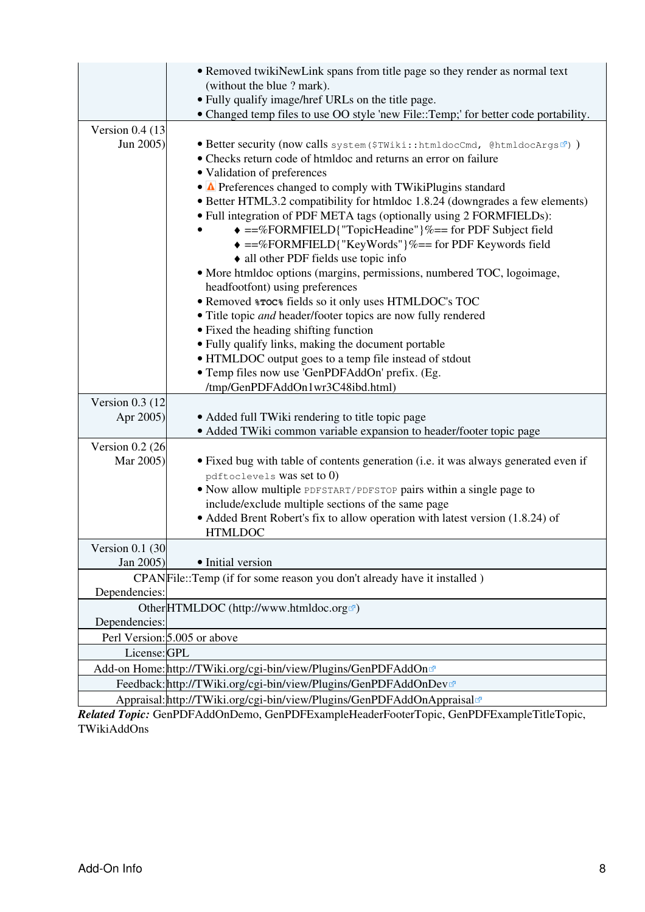| | |
|---|---|
| | • Removed twikiNewLink spans from title page so they render as normal text (without the blue ? mark).<br>• Fully qualify image/href URLs on the title page.<br>• Changed temp files to use OO style 'new File::Temp;' for better code portability. |
| Version 0.4 (13 Jun 2005) | • Better security (now calls `system($TWiki::htmldocCmd, @htmldocArgs)` )<br>• Checks return code of htmldoc and returns an error on failure<br>• Validation of preferences<br>• Preferences changed to comply with TWikiPlugins standard<br>• Better HTML3.2 compatibility for htmldoc 1.8.24 (downgrades a few elements)<br>• Full integration of PDF META tags (optionally using 2 FORMFIELDs):<br>• ♦ ==%FORMFIELD{"TopicHeadine"}%== for PDF Subject field<br>♦ ==%FORMFIELD{"KeyWords"}%== for PDF Keywords field<br>♦ all other PDF fields use topic info<br>• More htmldoc options (margins, permissions, numbered TOC, logoimage, headfootfont) using preferences<br>• Removed **`%TOC%`** fields so it only uses HTMLDOC's TOC<br>• Title topic *and* header/footer topics are now fully rendered<br>• Fixed the heading shifting function<br>• Fully qualify links, making the document portable<br>• HTMLDOC output goes to a temp file instead of stdout<br>• Temp files now use 'GenPDFAddOn' prefix. (Eg. /tmp/GenPDFAddOn1wr3C48ibd.html) |
| Version 0.3 (12 Apr 2005) | • Added full TWiki rendering to title topic page<br>• Added TWiki common variable expansion to header/footer topic page |
| Version 0.2 (26 Mar 2005) | • Fixed bug with table of contents generation (i.e. it was always generated even if `pdftoclevels` was set to 0)<br>• Now allow multiple `PDFSTART/PDFSTOP` pairs within a single page to include/exclude multiple sections of the same page<br>• Added Brent Robert's fix to allow operation with latest version (1.8.24) of HTMLDOC |
| Version 0.1 (30 Jan 2005) | • Initial version |
| CPAN Dependencies: | File::Temp (if for some reason you don't already have it installed ) |
| Other Dependencies: | HTMLDOC (http://www.htmldoc.org) |
| Perl Version: | 5.005 or above |
| License: | GPL |
| Add-on Home: | http://TWiki.org/cgi-bin/view/Plugins/GenPDFAddOn |
| Feedback: | http://TWiki.org/cgi-bin/view/Plugins/GenPDFAddOnDev |
| Appraisal: | http://TWiki.org/cgi-bin/view/Plugins/GenPDFAddOnAppraisal |

***Related Topic:*** GenPDFAddOnDemo, GenPDFExampleHeaderFooterTopic, GenPDFExampleTitleTopic, TWikiAddOns